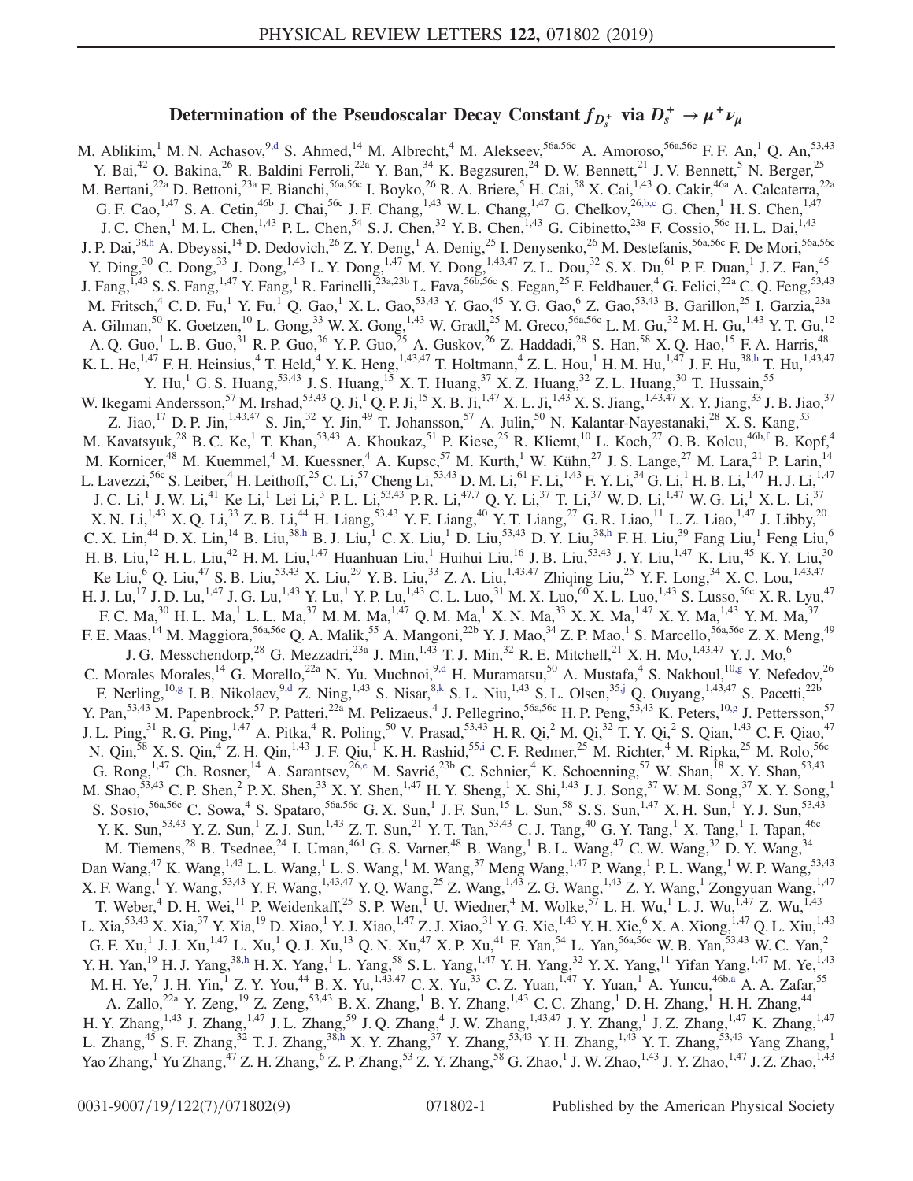# Determination of the Pseudoscalar Decay Constant $f_{D_s^+}$ via $D_s^+ \to \mu^+\nu_\mu$

M. Ablikim,[1] M. N. Achasov,[9,d] S. Ahmed,[14] M. Albrecht,[4] M. Alekseev,[56a,56c] A. Amoroso,[56a,56c] F. F. An,[1] Q. An,[53,43] Y. Bai,[42] O. Bakina,[26] R. Baldini Ferroli,[22a] Y. Ban,[34] K. Begzsuren,[24] D. W. Bennett,[21] J. V. Bennett,[5] N. Berger,[25] M. Bertani,[22a] D. Bettoni,[23a] F. Bianchi,[56a,56c] I. Boyko,[26] R. A. Briere,[5] H. Cai,[58] X. Cai,[1,43] O. Cakir,[46a] A. Calcaterra,[22a] G. F. Cao,[1,47] S. A. Cetin,[46b] J. Chai,[56c] J. F. Chang,[1,43] W. L. Chang,[1,47] G. Chelkov,[26,b,c] G. Chen,[1] H. S. Chen,[1,47] J. C. Chen,[1] M. L. Chen,[1,43] P. L. Chen,[54] S. J. Chen,[32] Y. B. Chen,[1,43] G. Cibinetto,[23a] F. Cossio,[56c] H. L. Dai,[1,43] J. P. Dai,[38,h] A. Dbeyssi,[14] D. Dedovich,[26] Z. Y. Deng,[1] A. Denig,[25] I. Denysenko,[26] M. Destefanis,[56a,56c] F. De Mori,[56a,56c] Y. Ding,[30] C. Dong,[33] J. Dong,[1,43] L. Y. Dong,[1,47] M. Y. Dong,[1,43,47] Z. L. Dou,[32] S. X. Du,[61] P. F. Duan,[1] J. Z. Fan,[45] J. Fang,[1,43] S. S. Fang,[1,47] Y. Fang,[1] R. Farinelli,[23a,23b] L. Fava,[56b,56c] S. Fegan,[25] F. Feldbauer,[4] G. Felici,[22a] C. Q. Feng,[53,43] M. Fritsch,[4] C. D. Fu,[1] Y. Fu,[1] Q. Gao,[1] X. L. Gao,[53,43] Y. Gao,[45] Y. G. Gao,[6] Z. Gao,[53,43] B. Garillon,[25] I. Garzia,[23a] A. Gilman,[50] K. Goetzen,[10] L. Gong,[33] W. X. Gong,[1,43] W. Gradl,[25] M. Greco,[56a,56c] L. M. Gu,[32] M. H. Gu,[1,43] Y. T. Gu,[12] A. Q. Guo,[1] L. B. Guo,[31] R. P. Guo,[36] Y. P. Guo,[25] A. Guskov,[26] Z. Haddadi,[28] S. Han,[58] X. Q. Hao,[15] F. A. Harris,[48] K. L. He,[1,47] F. H. Heinsius,[4] T. Held,[4] Y. K. Heng,[1,43,47] T. Holtmann,[4] Z. L. Hou,[1] H. M. Hu,[1,47] J. F. Hu,[38,h] T. Hu,[1,43,47] Y. Hu,[1] G. S. Huang,[53,43] J. S. Huang,[15] X. T. Huang,[37] X. Z. Huang,[32] Z. L. Huang,[30] T. Hussain,[55] W. Ikegami Andersson,[57] M. Irshad,[53,43] Q. Ji,[1] Q. P. Ji,[15] X. B. Ji,[1,47] X. L. Ji,[1,43] X. S. Jiang,[1,43,47] X. Y. Jiang,[33] J. B. Jiao,[37] Z. Jiao,[17] D. P. Jin,[1,43,47] S. Jin,[32] Y. Jin,[49] T. Johansson,[57] A. Julin,[50] N. Kalantar-Nayestanaki,[28] X. S. Kang,[33] M. Kavatsyuk,[28] B. C. Ke,[1] T. Khan,[53,43] A. Khoukaz,[51] P. Kiese,[25] R. Kliemt,[10] L. Koch,[27] O. B. Kolcu,[46b,f] B. Kopf,[4] M. Kornicer,[48] M. Kuemmel,[4] M. Kuessner,[4] A. Kupsc,[57] M. Kurth,[1] W. Kühn,[27] J. S. Lange,[27] M. Lara,[21] P. Larin,[14] L. Lavezzi,[56c] S. Leiber,[4] H. Leithoff,[25] C. Li,[57] Cheng Li,[53,43] D. M. Li,[61] F. Li,[1,43] F. Y. Li,[34] G. Li,[1] H. B. Li,[1,47] H. J. Li,[1,47] J. C. Li,[1] J. W. Li,[41] Ke Li,[1] Lei Li,[3] P. L. Li,[53,43] P. R. Li,[47,7] Q. Y. Li,[37] T. Li,[37] W. D. Li,[1,47] W. G. Li,[1] X. L. Li,[37] X. N. Li,[1,43] X. Q. Li,[33] Z. B. Li,[44] H. Liang,[53,43] Y. F. Liang,[40] Y. T. Liang,[27] G. R. Liao,[11] L. Z. Liao,[1,47] J. Libby,[20] C. X. Lin,[44] D. X. Lin,[14] B. Liu,[38,h] B. J. Liu,[1] C. X. Liu,[1] D. Liu,[53,43] D. Y. Liu,[38,h] F. H. Liu,[39] Fang Liu,[1] Feng Liu,[6] H. B. Liu,[12] H. L. Liu,[42] H. M. Liu,[1,47] Huanhuan Liu,[1] Huihui Liu,[16] J. B. Liu,[53,43] J. Y. Liu,[1,47] K. Liu,[45] K. Y. Liu,[30] Ke Liu,[6] Q. Liu,[47] S. B. Liu,[53,43] X. Liu,[29] Y. B. Liu,[33] Z. A. Liu,[1,43,47] Zhiqing Liu,[25] Y. F. Long,[34] X. C. Lou,[1,43,47] H. J. Lu,[17] J. D. Lu,[1,47] J. G. Lu,[1,43] Y. Lu,[1] Y. P. Lu,[1,43] C. L. Luo,[31] M. X. Luo,[60] X. L. Luo,[1,43] S. Lusso,[56c] X. R. Lyu,[47] F. C. Ma,[30] H. L. Ma,[1] L. L. Ma,[37] M. M. Ma,[1,47] Q. M. Ma,[1] X. N. Ma,[33] X. X. Ma,[1,47] X. Y. Ma,[1,43] Y. M. Ma,[37] F. E. Maas,[14] M. Maggiora,[56a,56c] Q. A. Malik,[55] A. Mangoni,[22b] Y. J. Mao,[34] Z. P. Mao,[1] S. Marcello,[56a,56c] Z. X. Meng,[49] J. G. Messchendorp,[28] G. Mezzadri,[23a] J. Min,[1,43] T. J. Min,[32] R. E. Mitchell,[21] X. H. Mo,[1,43,47] Y. J. Mo,[6] C. Morales Morales,[14] G. Morello,[22a] N. Yu. Muchnoi,[9,d] H. Muramatsu,[50] A. Mustafa,[4] S. Nakhoul,[10,g] Y. Nefedov,[26] F. Nerling,[10,g] I. B. Nikolaev,[9,d] Z. Ning,[1,43] S. Nisar,[8,k] S. L. Niu,[1,43] S. L. Olsen,[35,j] Q. Ouyang,[1,43,47] S. Pacetti,[22b] Y. Pan,[53,43] M. Papenbrock,[57] P. Patteri,[22a] M. Pelizaeus,[4] J. Pellegrino,[56a,56c] H. P. Peng,[53,43] K. Peters,[10,g] J. Pettersson,[57] J. L. Ping,[31] R. G. Ping,[1,47] A. Pitka,[4] R. Poling,[50] V. Prasad,[53,43] H. R. Qi,[2] M. Qi,[32] T. Y. Qi,[2] S. Qian,[1,43] C. F. Qiao,[47] N. Qin,[58] X. S. Qin,[4] Z. H. Qin,[1,43] J. F. Qiu,[1] K. H. Rashid,[55,i] C. F. Redmer,[25] M. Richter,[4] M. Ripka,[25] M. Rolo,[56c] G. Rong,[1,47] Ch. Rosner,[14] A. Sarantsev,[26,e] M. Savrié,[23b] C. Schnier,[4] K. Schoenning,[57] W. Shan,[18] X. Y. Shan,[53,43] M. Shao,[53,43] C. P. Shen,[2] P. X. Shen,[33] X. Y. Shen,[1,47] H. Y. Sheng,[1] X. Shi,[1,43] J. J. Song,[37] W. M. Song,[37] X. Y. Song,[1] S. Sosio,[56a,56c] C. Sowa,[4] S. Spataro,[56a,56c] G. X. Sun,[1] J. F. Sun,[15] L. Sun,[58] S. S. Sun,[1,47] X. H. Sun,[1] Y. J. Sun,[53,43] Y. K. Sun,[53,43] Y. Z. Sun,[1] Z. J. Sun,[1,43] Z. T. Sun,[21] Y. T. Tan,[53,43] C. J. Tang,[40] G. Y. Tang,[1] X. Tang,[1] I. Tapan,[46c] M. Tiemens,[28] B. Tsednee,[24] I. Uman,[46d] G. S. Varner,[48] B. Wang,[1] B. L. Wang,[47] C. W. Wang,[32] D. Y. Wang,[34] Dan Wang,[47] K. Wang,[1,43] L. L. Wang,[1] L. S. Wang,[1] M. Wang,[37] Meng Wang,[1,47] P. Wang,[1] P. L. Wang,[1] W. P. Wang,[53,43] X. F. Wang,[1] Y. Wang,[53,43] Y. F. Wang,[1,43,47] Y. Q. Wang,[25] Z. Wang,[1,43] Z. G. Wang,[1,43] Z. Y. Wang,[1] Zongyuan Wang,[1,47] T. Weber,[4] D. H. Wei,[11] P. Weidenkaff,[25] S. P. Wen,[1] U. Wiedner,[4] M. Wolke,[57] L. H. Wu,[1] L. J. Wu,[1,47] Z. Wu,[1,43] L. Xia,[53,43] X. Xia,[37] Y. Xia,[19] D. Xiao,[1] Y. J. Xiao,[1,47] Z. J. Xiao,[31] Y. G. Xie,[1,43] Y. H. Xie,[6] X. A. Xiong,[1,47] Q. L. Xiu,[1,43] G. F. Xu,[1] J. J. Xu,[1,47] L. Xu,[1] Q. J. Xu,[13] Q. N. Xu,[47] X. P. Xu,[41] F. Yan,[54] L. Yan,[56a,56c] W. B. Yan,[53,43] W. C. Yan,[2] Y. H. Yan,[19] H. J. Yang,[38,h] H. X. Yang,[1] L. Yang,[58] S. L. Yang,[1,47] Y. H. Yang,[32] Y. X. Yang,[11] Yifan Yang,[1,47] M. Ye,[1,43] M. H. Ye,[7] J. H. Yin,[1] Z. Y. You,[44] B. X. Yu,[1,43,47] C. X. Yu,[33] C. Z. Yuan,[1,47] Y. Yuan,[1] A. Yuncu,[46b,a] A. A. Zafar,[55] A. Zallo,[22a] Y. Zeng,[19] Z. Zeng,[53,43] B. X. Zhang,[1] B. Y. Zhang,[1,43] C. C. Zhang,[1] D. H. Zhang,[1] H. H. Zhang,[44] H. Y. Zhang,[1,43] J. Zhang,[1,47] J. L. Zhang,[59] J. Q. Zhang,[4] J. W. Zhang,[1,43,47] J. Y. Zhang,[1] J. Z. Zhang,[1,47] K. Zhang,[1,47] L. Zhang,[45] S. F. Zhang,[32] T. J. Zhang,[38,h] X. Y. Zhang,[37] Y. Zhang,[53,43] Y. H. Zhang,[1,43] Y. T. Zhang,[53,43] Yang Zhang,[1] Yao Zhang,[1] Yu Zhang,[47] Z. H. Zhang,[6] Z. P. Zhang,[53] Z. Y. Zhang,[58] G. Zhao,[1] J. W. Zhao,[1,43] J. Y. Zhao,[1,47] J. Z. Zhao,[1,43]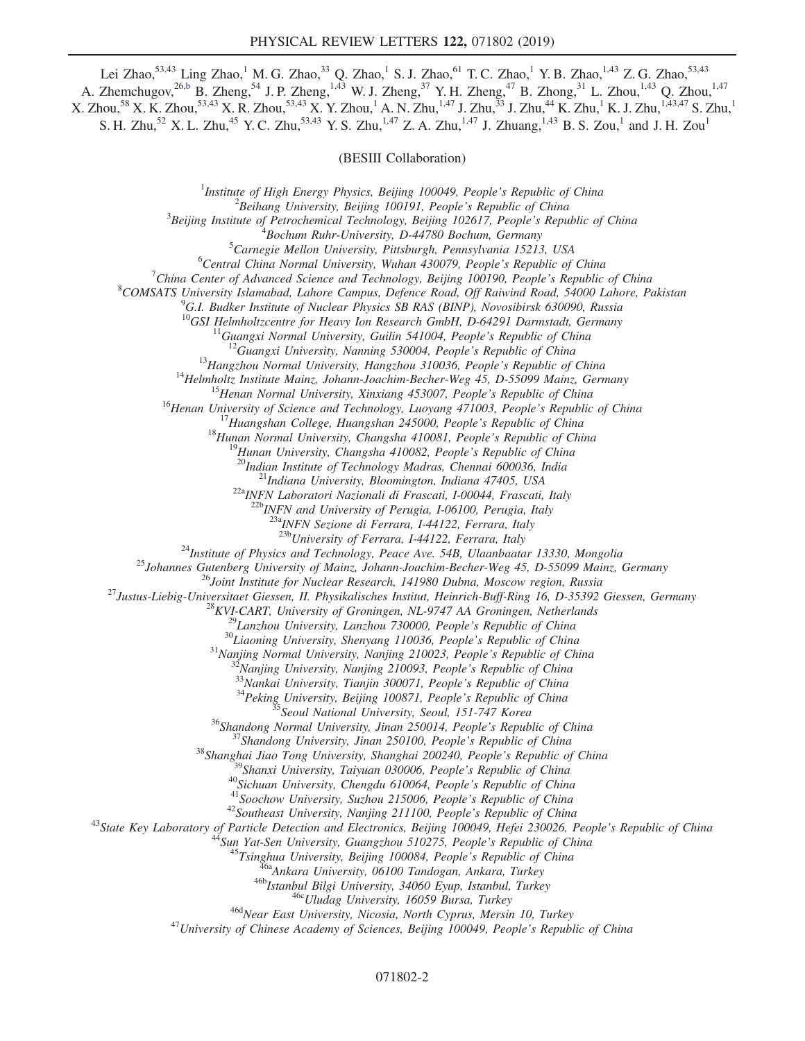Lei Zhao,[53,43] Ling Zhao,[1] M. G. Zhao,[33] Q. Zhao,[1] S. J. Zhao,[61] T. C. Zhao,[1] Y. B. Zhao,[1,43] Z. G. Zhao,[53,43] A. Zhemchugov,[26,b] B. Zheng,[54] J. P. Zheng,[1,43] W. J. Zheng,[37] Y. H. Zheng,[47] B. Zhong,[31] L. Zhou,[1,43] Q. Zhou,[1,47] X. Zhou,[58] X. K. Zhou,[53,43] X. R. Zhou,[53,43] X. Y. Zhou,[1] A. N. Zhu,[1,47] J. Zhu,[33] J. Zhu,[44] K. Zhu,[1] K. J. Zhu,[1,43,47] S. Zhu,[1] S. H. Zhu,[52] X. L. Zhu,[45] Y. C. Zhu,[53,43] Y. S. Zhu,[1,47] Z. A. Zhu,[1,47] J. Zhuang,[1,43] B. S. Zou,[1] and J. H. Zou[1]

(BESIII Collaboration)

[1] *Institute of High Energy Physics, Beijing 100049, People's Republic of China*
[2] *Beihang University, Beijing 100191, People's Republic of China*
[3] *Beijing Institute of Petrochemical Technology, Beijing 102617, People's Republic of China*
[4] *Bochum Ruhr-University, D-44780 Bochum, Germany*
[5] *Carnegie Mellon University, Pittsburgh, Pennsylvania 15213, USA*
[6] *Central China Normal University, Wuhan 430079, People's Republic of China*
[7] *China Center of Advanced Science and Technology, Beijing 100190, People's Republic of China*
[8] *COMSATS University Islamabad, Lahore Campus, Defence Road, Off Raiwind Road, 54000 Lahore, Pakistan*
[9] *G.I. Budker Institute of Nuclear Physics SB RAS (BINP), Novosibirsk 630090, Russia*
[10] *GSI Helmholtzcentre for Heavy Ion Research GmbH, D-64291 Darmstadt, Germany*
[11] *Guangxi Normal University, Guilin 541004, People's Republic of China*
[12] *Guangxi University, Nanning 530004, People's Republic of China*
[13] *Hangzhou Normal University, Hangzhou 310036, People's Republic of China*
[14] *Helmholtz Institute Mainz, Johann-Joachim-Becher-Weg 45, D-55099 Mainz, Germany*
[15] *Henan Normal University, Xinxiang 453007, People's Republic of China*
[16] *Henan University of Science and Technology, Luoyang 471003, People's Republic of China*
[17] *Huangshan College, Huangshan 245000, People's Republic of China*
[18] *Hunan Normal University, Changsha 410081, People's Republic of China*
[19] *Hunan University, Changsha 410082, People's Republic of China*
[20] *Indian Institute of Technology Madras, Chennai 600036, India*
[21] *Indiana University, Bloomington, Indiana 47405, USA*
[22a] *INFN Laboratori Nazionali di Frascati, I-00044, Frascati, Italy*
[22b] *INFN and University of Perugia, I-06100, Perugia, Italy*
[23a] *INFN Sezione di Ferrara, I-44122, Ferrara, Italy*
[23b] *University of Ferrara, I-44122, Ferrara, Italy*
[24] *Institute of Physics and Technology, Peace Ave. 54B, Ulaanbaatar 13330, Mongolia*
[25] *Johannes Gutenberg University of Mainz, Johann-Joachim-Becher-Weg 45, D-55099 Mainz, Germany*
[26] *Joint Institute for Nuclear Research, 141980 Dubna, Moscow region, Russia*
[27] *Justus-Liebig-Universitaet Giessen, II. Physikalisches Institut, Heinrich-Buff-Ring 16, D-35392 Giessen, Germany*
[28] *KVI-CART, University of Groningen, NL-9747 AA Groningen, Netherlands*
[29] *Lanzhou University, Lanzhou 730000, People's Republic of China*
[30] *Liaoning University, Shenyang 110036, People's Republic of China*
[31] *Nanjing Normal University, Nanjing 210023, People's Republic of China*
[32] *Nanjing University, Nanjing 210093, People's Republic of China*
[33] *Nankai University, Tianjin 300071, People's Republic of China*
[34] *Peking University, Beijing 100871, People's Republic of China*
[35] *Seoul National University, Seoul, 151-747 Korea*
[36] *Shandong Normal University, Jinan 250014, People's Republic of China*
[37] *Shandong University, Jinan 250100, People's Republic of China*
[38] *Shanghai Jiao Tong University, Shanghai 200240, People's Republic of China*
[39] *Shanxi University, Taiyuan 030006, People's Republic of China*
[40] *Sichuan University, Chengdu 610064, People's Republic of China*
[41] *Soochow University, Suzhou 215006, People's Republic of China*
[42] *Southeast University, Nanjing 211100, People's Republic of China*
[43] *State Key Laboratory of Particle Detection and Electronics, Beijing 100049, Hefei 230026, People's Republic of China*
[44] *Sun Yat-Sen University, Guangzhou 510275, People's Republic of China*
[45] *Tsinghua University, Beijing 100084, People's Republic of China*
[46a] *Ankara University, 06100 Tandogan, Ankara, Turkey*
[46b] *Istanbul Bilgi University, 34060 Eyup, Istanbul, Turkey*
[46c] *Uludag University, 16059 Bursa, Turkey*
[46d] *Near East University, Nicosia, North Cyprus, Mersin 10, Turkey*
[47] *University of Chinese Academy of Sciences, Beijing 100049, People's Republic of China*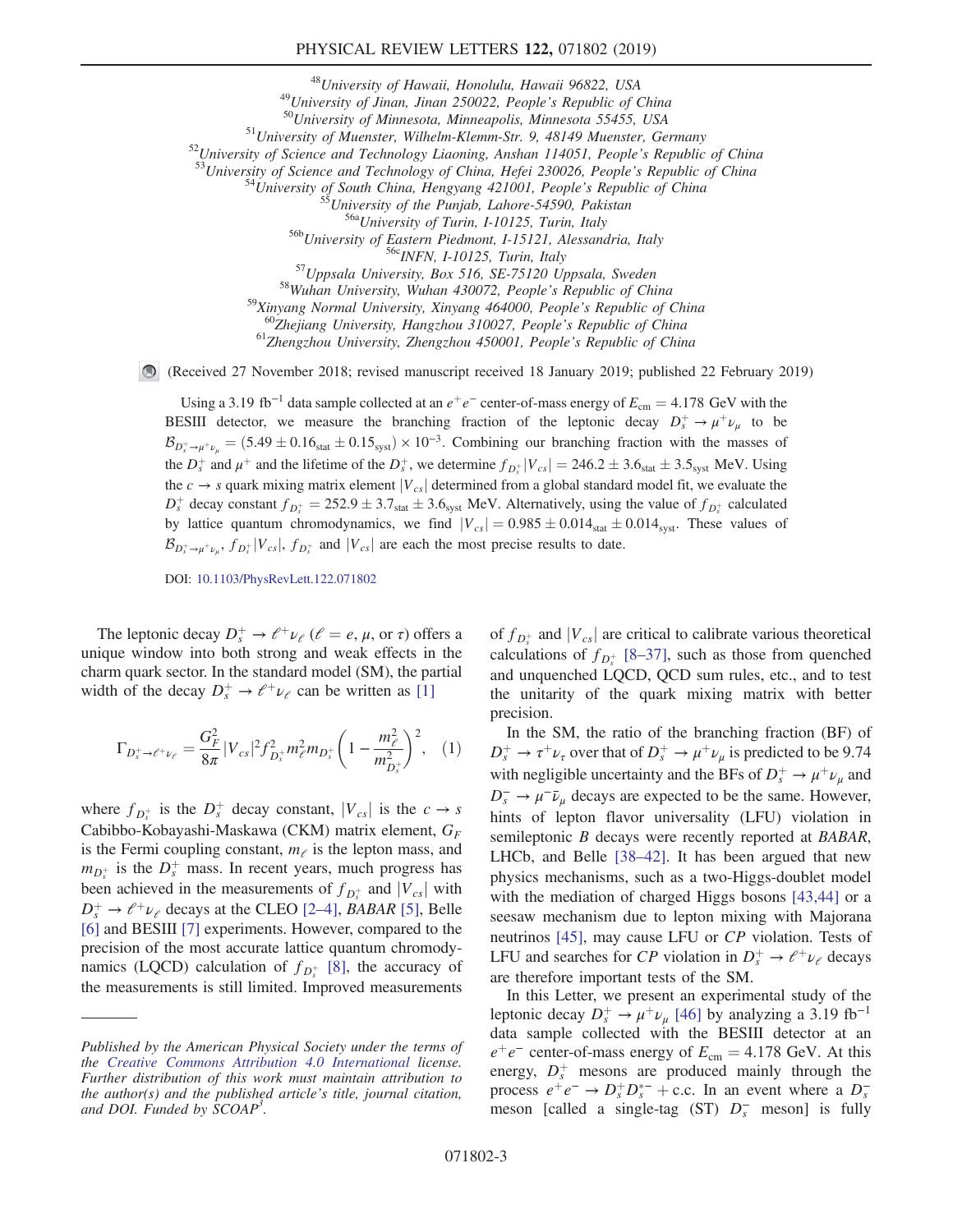[48]University of Hawaii, Honolulu, Hawaii 96822, USA
[49]University of Jinan, Jinan 250022, People's Republic of China
[50]University of Minnesota, Minneapolis, Minnesota 55455, USA
[51]University of Muenster, Wilhelm-Klemm-Str. 9, 48149 Muenster, Germany
[52]University of Science and Technology Liaoning, Anshan 114051, People's Republic of China
[53]University of Science and Technology of China, Hefei 230026, People's Republic of China
[54]University of South China, Hengyang 421001, People's Republic of China
[55]University of the Punjab, Lahore-54590, Pakistan
[56a]University of Turin, I-10125, Turin, Italy
[56b]University of Eastern Piedmont, I-15121, Alessandria, Italy
[56c]INFN, I-10125, Turin, Italy
[57]Uppsala University, Box 516, SE-75120 Uppsala, Sweden
[58]Wuhan University, Wuhan 430072, People's Republic of China
[59]Xinyang Normal University, Xinyang 464000, People's Republic of China
[60]Zhejiang University, Hangzhou 310027, People's Republic of China
[61]Zhengzhou University, Zhengzhou 450001, People's Republic of China

(Received 27 November 2018; revised manuscript received 18 January 2019; published 22 February 2019)

Using a 3.19 fb$^{-1}$ data sample collected at an $e^+e^-$ center-of-mass energy of $E_{\rm cm} = 4.178$ GeV with the BESIII detector, we measure the branching fraction of the leptonic decay $D_s^+ \to \mu^+\nu_\mu$ to be $\mathcal{B}_{D_s^+\to\mu^+\nu_\mu} = (5.49 \pm 0.16_{\rm stat} \pm 0.15_{\rm syst}) \times 10^{-3}$. Combining our branching fraction with the masses of the $D_s^+$ and $\mu^+$ and the lifetime of the $D_s^+$, we determine $f_{D_s^+}|V_{cs}| = 246.2 \pm 3.6_{\rm stat} \pm 3.5_{\rm syst}$ MeV. Using the $c \to s$ quark mixing matrix element $|V_{cs}|$ determined from a global standard model fit, we evaluate the $D_s^+$ decay constant $f_{D_s^+} = 252.9 \pm 3.7_{\rm stat} \pm 3.6_{\rm syst}$ MeV. Alternatively, using the value of $f_{D_s^+}$ calculated by lattice quantum chromodynamics, we find $|V_{cs}| = 0.985 \pm 0.014_{\rm stat} \pm 0.014_{\rm syst}$. These values of $\mathcal{B}_{D_s^+\to\mu^+\nu_\mu}$, $f_{D_s^+}|V_{cs}|$, $f_{D_s^+}$ and $|V_{cs}|$ are each the most precise results to date.

DOI: 10.1103/PhysRevLett.122.071802

The leptonic decay $D_s^+ \to \ell^+\nu_\ell$ ($\ell = e$, $\mu$, or $\tau$) offers a unique window into both strong and weak effects in the charm quark sector. In the standard model (SM), the partial width of the decay $D_s^+ \to \ell^+\nu_\ell$ can be written as [1]

$$\Gamma_{D_s^+\to\ell^+\nu_\ell} = \frac{G_F^2}{8\pi}|V_{cs}|^2 f_{D_s^+}^2 m_\ell^2 m_{D_s^+}\left(1 - \frac{m_\ell^2}{m_{D_s^+}^2}\right)^2, \quad (1)$$

where $f_{D_s^+}$ is the $D_s^+$ decay constant, $|V_{cs}|$ is the $c \to s$ Cabibbo-Kobayashi-Maskawa (CKM) matrix element, $G_F$ is the Fermi coupling constant, $m_\ell$ is the lepton mass, and $m_{D_s^+}$ is the $D_s^+$ mass. In recent years, much progress has been achieved in the measurements of $f_{D_s^+}$ and $|V_{cs}|$ with $D_s^+ \to \ell^+\nu_\ell$ decays at the CLEO [2–4], *BABAR* [5], Belle [6] and BESIII [7] experiments. However, compared to the precision of the most accurate lattice quantum chromodynamics (LQCD) calculation of $f_{D_s^+}$ [8], the accuracy of the measurements is still limited. Improved measurements of $f_{D_s^+}$ and $|V_{cs}|$ are critical to calibrate various theoretical calculations of $f_{D_s^+}$ [8–37], such as those from quenched and unquenched LQCD, QCD sum rules, etc., and to test the unitarity of the quark mixing matrix with better precision.

In the SM, the ratio of the branching fraction (BF) of $D_s^+ \to \tau^+\nu_\tau$ over that of $D_s^+ \to \mu^+\nu_\mu$ is predicted to be 9.74 with negligible uncertainty and the BFs of $D_s^+ \to \mu^+\nu_\mu$ and $D_s^- \to \mu^-\bar{\nu}_\mu$ decays are expected to be the same. However, hints of lepton flavor universality (LFU) violation in semileptonic $B$ decays were recently reported at *BABAR*, LHCb, and Belle [38–42]. It has been argued that new physics mechanisms, such as a two-Higgs-doublet model with the mediation of charged Higgs bosons [43,44] or a seesaw mechanism due to lepton mixing with Majorana neutrinos [45], may cause LFU or *CP* violation. Tests of LFU and searches for *CP* violation in $D_s^+ \to \ell^+\nu_\ell$ decays are therefore important tests of the SM.

In this Letter, we present an experimental study of the leptonic decay $D_s^+ \to \mu^+\nu_\mu$ [46] by analyzing a 3.19 fb$^{-1}$ data sample collected with the BESIII detector at an $e^+e^-$ center-of-mass energy of $E_{\rm cm} = 4.178$ GeV. At this energy, $D_s^+$ mesons are produced mainly through the process $e^+e^- \to D_s^+ D_s^{*-} + {\rm c.c.}$ In an event where a $D_s^-$ meson [called a single-tag (ST) $D_s^-$ meson] is fully

*Published by the American Physical Society under the terms of the Creative Commons Attribution 4.0 International license. Further distribution of this work must maintain attribution to the author(s) and the published article's title, journal citation, and DOI. Funded by SCOAP³.*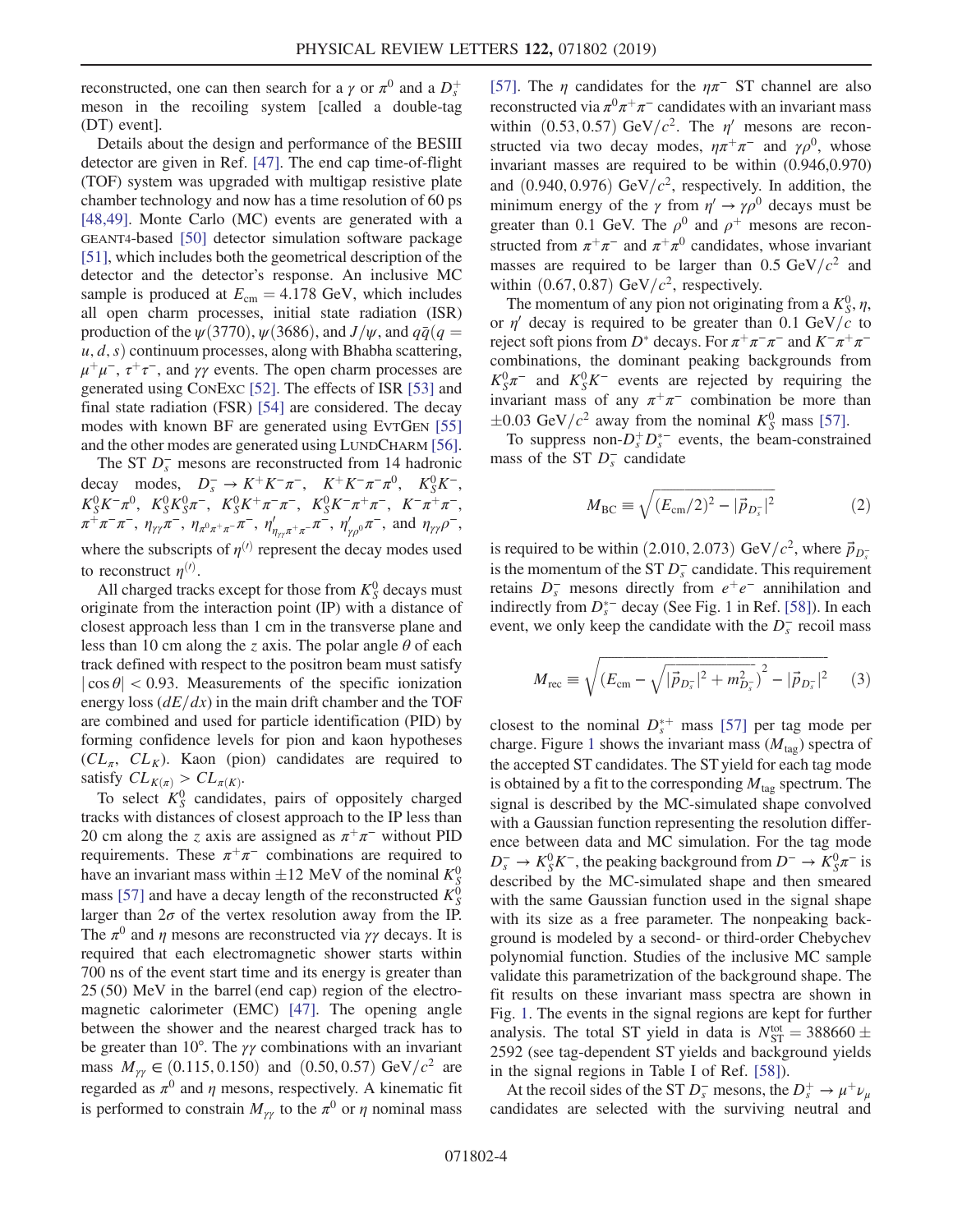reconstructed, one can then search for a $\gamma$ or $\pi^0$ and a $D_s^+$ meson in the recoiling system [called a double-tag (DT) event].

Details about the design and performance of the BESIII detector are given in Ref. [47]. The end cap time-of-flight (TOF) system was upgraded with multigap resistive plate chamber technology and now has a time resolution of 60 ps [48,49]. Monte Carlo (MC) events are generated with a GEANT4-based [50] detector simulation software package [51], which includes both the geometrical description of the detector and the detector's response. An inclusive MC sample is produced at $E_{\rm cm} = 4.178$ GeV, which includes all open charm processes, initial state radiation (ISR) production of the $\psi(3770)$, $\psi(3686)$, and $J/\psi$, and $q\bar{q}(q = u, d, s)$ continuum processes, along with Bhabha scattering, $\mu^+\mu^-$, $\tau^+\tau^-$, and $\gamma\gamma$ events. The open charm processes are generated using ConExc [52]. The effects of ISR [53] and final state radiation (FSR) [54] are considered. The decay modes with known BF are generated using EvtGen [55] and the other modes are generated using LundCharm [56].

The ST $D_s^-$ mesons are reconstructed from 14 hadronic decay modes, $D_s^- \to K^+K^-\pi^-$, $K^+K^-\pi^-\pi^0$, $K_S^0K^-$, $K_S^0K^-\pi^0$, $K_S^0K_S^0\pi^-$, $K_S^0K^+\pi^-\pi^-$, $K_S^0K^-\pi^+\pi^-$, $K^-\pi^+\pi^-$, $\pi^+\pi^-\pi^-$, $\eta_{\gamma\gamma}\pi^-$, $\eta_{\pi^0\pi^+\pi^-}\pi^-$, $\eta'_{\eta_{\gamma\gamma}\pi^+\pi^-}\pi^-$, $\eta'_{\gamma\rho^0}\pi^-$, and $\eta_{\gamma\gamma}\rho^-$, where the subscripts of $\eta^{(\prime)}$ represent the decay modes used to reconstruct $\eta^{(\prime)}$.

All charged tracks except for those from $K_S^0$ decays must originate from the interaction point (IP) with a distance of closest approach less than 1 cm in the transverse plane and less than 10 cm along the $z$ axis. The polar angle $\theta$ of each track defined with respect to the positron beam must satisfy $|\cos\theta| < 0.93$. Measurements of the specific ionization energy loss ($dE/dx$) in the main drift chamber and the TOF are combined and used for particle identification (PID) by forming confidence levels for pion and kaon hypotheses ($CL_\pi$, $CL_K$). Kaon (pion) candidates are required to satisfy $CL_{K(\pi)} > CL_{\pi(K)}$.

To select $K_S^0$ candidates, pairs of oppositely charged tracks with distances of closest approach to the IP less than 20 cm along the $z$ axis are assigned as $\pi^+\pi^-$ without PID requirements. These $\pi^+\pi^-$ combinations are required to have an invariant mass within $\pm 12$ MeV of the nominal $K_S^0$ mass [57] and have a decay length of the reconstructed $K_S^0$ larger than $2\sigma$ of the vertex resolution away from the IP. The $\pi^0$ and $\eta$ mesons are reconstructed via $\gamma\gamma$ decays. It is required that each electromagnetic shower starts within 700 ns of the event start time and its energy is greater than 25 (50) MeV in the barrel (end cap) region of the electromagnetic calorimeter (EMC) [47]. The opening angle between the shower and the nearest charged track has to be greater than 10°. The $\gamma\gamma$ combinations with an invariant mass $M_{\gamma\gamma} \in (0.115, 0.150)$ and $(0.50, 0.57)$ GeV$/c^2$ are regarded as $\pi^0$ and $\eta$ mesons, respectively. A kinematic fit is performed to constrain $M_{\gamma\gamma}$ to the $\pi^0$ or $\eta$ nominal mass [57]. The $\eta$ candidates for the $\eta\pi^-$ ST channel are also reconstructed via $\pi^0\pi^+\pi^-$ candidates with an invariant mass within $(0.53, 0.57)$ GeV$/c^2$. The $\eta'$ mesons are reconstructed via two decay modes, $\eta\pi^+\pi^-$ and $\gamma\rho^0$, whose invariant masses are required to be within (0.946,0.970) and $(0.940, 0.976)$ GeV$/c^2$, respectively. In addition, the minimum energy of the $\gamma$ from $\eta' \to \gamma\rho^0$ decays must be greater than 0.1 GeV. The $\rho^0$ and $\rho^+$ mesons are reconstructed from $\pi^+\pi^-$ and $\pi^+\pi^0$ candidates, whose invariant masses are required to be larger than 0.5 GeV$/c^2$ and within $(0.67, 0.87)$ GeV$/c^2$, respectively.

The momentum of any pion not originating from a $K_S^0$, $\eta$, or $\eta'$ decay is required to be greater than 0.1 GeV$/c$ to reject soft pions from $D^*$ decays. For $\pi^+\pi^-\pi^-$ and $K^-\pi^+\pi^-$ combinations, the dominant peaking backgrounds from $K_S^0\pi^-$ and $K_S^0K^-$ events are rejected by requiring the invariant mass of any $\pi^+\pi^-$ combination be more than $\pm 0.03$ GeV$/c^2$ away from the nominal $K_S^0$ mass [57].

To suppress non-$D_s^+D_s^{*-}$ events, the beam-constrained mass of the ST $D_s^-$ candidate

$$M_{\rm BC} \equiv \sqrt{(E_{\rm cm}/2)^2 - |\vec{p}_{D_s^-}|^2} \tag{2}$$

is required to be within $(2.010, 2.073)$ GeV$/c^2$, where $\vec{p}_{D_s^-}$ is the momentum of the ST $D_s^-$ candidate. This requirement retains $D_s^-$ mesons directly from $e^+e^-$ annihilation and indirectly from $D_s^{*-}$ decay (See Fig. 1 in Ref. [58]). In each event, we only keep the candidate with the $D_s^-$ recoil mass

$$M_{\rm rec} \equiv \sqrt{\left(E_{\rm cm} - \sqrt{|\vec{p}_{D_s^-}|^2 + m_{D_s^-}^2}\right)^2 - |\vec{p}_{D_s^-}|^2} \tag{3}$$

closest to the nominal $D_s^{*+}$ mass [57] per tag mode per charge. Figure 1 shows the invariant mass ($M_{\rm tag}$) spectra of the accepted ST candidates. The ST yield for each tag mode is obtained by a fit to the corresponding $M_{\rm tag}$ spectrum. The signal is described by the MC-simulated shape convolved with a Gaussian function representing the resolution difference between data and MC simulation. For the tag mode $D_s^- \to K_S^0K^-$, the peaking background from $D^- \to K_S^0\pi^-$ is described by the MC-simulated shape and then smeared with the same Gaussian function used in the signal shape with its size as a free parameter. The nonpeaking background is modeled by a second- or third-order Chebychev polynomial function. Studies of the inclusive MC sample validate this parametrization of the background shape. The fit results on these invariant mass spectra are shown in Fig. 1. The events in the signal regions are kept for further analysis. The total ST yield in data is $N_{\rm ST}^{\rm tot} = 388660 \pm 2592$ (see tag-dependent ST yields and background yields in the signal regions in Table I of Ref. [58]).

At the recoil sides of the ST $D_s^-$ mesons, the $D_s^+ \to \mu^+\nu_\mu$ candidates are selected with the surviving neutral and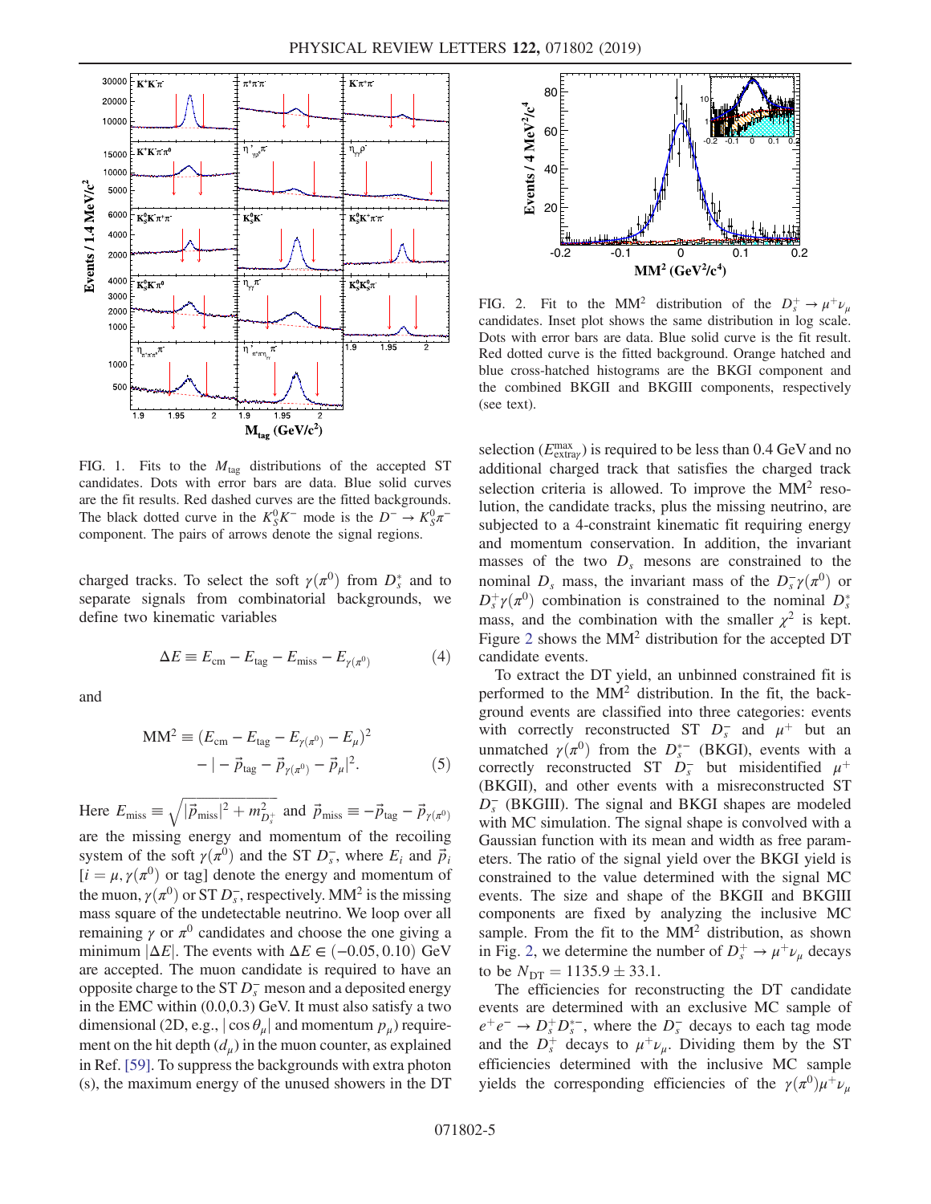FIG. 1. Fits to the $M_{\rm tag}$ distributions of the accepted ST candidates. Dots with error bars are data. Blue solid curves are the fit results. Red dashed curves are the fitted backgrounds. The black dotted curve in the $K_S^0K^-$ mode is the $D^- \to K_S^0\pi^-$ component. The pairs of arrows denote the signal regions.

charged tracks. To select the soft $\gamma(\pi^0)$ from $D_s^*$ and to separate signals from combinatorial backgrounds, we define two kinematic variables

$$\Delta E \equiv E_{\rm cm} - E_{\rm tag} - E_{\rm miss} - E_{\gamma(\pi^0)} \tag{4}$$

and

$$\begin{aligned} {\rm MM}^2 \equiv & (E_{\rm cm} - E_{\rm tag} - E_{\gamma(\pi^0)} - E_\mu)^2 \\ & - |-\vec{p}_{\rm tag} - \vec{p}_{\gamma(\pi^0)} - \vec{p}_\mu|^2. \end{aligned} \tag{5}$$

Here $E_{\rm miss} \equiv \sqrt{|\vec{p}_{\rm miss}|^2 + m_{D_s^+}^2}$ and $\vec{p}_{\rm miss} \equiv -\vec{p}_{\rm tag} - \vec{p}_{\gamma(\pi^0)}$ are the missing energy and momentum of the recoiling system of the soft $\gamma(\pi^0)$ and the ST $D_s^-$, where $E_i$ and $\vec{p}_i$ [$i = \mu, \gamma(\pi^0)$ or tag] denote the energy and momentum of the muon, $\gamma(\pi^0)$ or ST $D_s^-$, respectively. ${\rm MM}^2$ is the missing mass square of the undetectable neutrino. We loop over all remaining $\gamma$ or $\pi^0$ candidates and choose the one giving a minimum $|\Delta E|$. The events with $\Delta E \in (-0.05, 0.10)$ GeV are accepted. The muon candidate is required to have an opposite charge to the ST $D_s^-$ meson and a deposited energy in the EMC within (0.0,0.3) GeV. It must also satisfy a two dimensional (2D, e.g., $|\cos\theta_\mu|$ and momentum $p_\mu$) requirement on the hit depth ($d_\mu$) in the muon counter, as explained in Ref. [59]. To suppress the backgrounds with extra photon (s), the maximum energy of the unused showers in the DT selection ($E_{{\rm extra}\gamma}^{\rm max}$) is required to be less than 0.4 GeV and no additional charged track that satisfies the charged track selection criteria is allowed. To improve the ${\rm MM}^2$ resolution, the candidate tracks, plus the missing neutrino, are subjected to a 4-constraint kinematic fit requiring energy and momentum conservation. In addition, the invariant masses of the two $D_s$ mesons are constrained to the nominal $D_s$ mass, the invariant mass of the $D_s^-\gamma(\pi^0)$ or $D_s^+\gamma(\pi^0)$ combination is constrained to the nominal $D_s^*$ mass, and the combination with the smaller $\chi^2$ is kept. Figure 2 shows the ${\rm MM}^2$ distribution for the accepted DT candidate events.

FIG. 2. Fit to the ${\rm MM}^2$ distribution of the $D_s^+ \to \mu^+\nu_\mu$ candidates. Inset plot shows the same distribution in log scale. Dots with error bars are data. Blue solid curve is the fit result. Red dotted curve is the fitted background. Orange hatched and blue cross-hatched histograms are the BKGI component and the combined BKGII and BKGIII components, respectively (see text).

To extract the DT yield, an unbinned constrained fit is performed to the ${\rm MM}^2$ distribution. In the fit, the background events are classified into three categories: events with correctly reconstructed ST $D_s^-$ and $\mu^+$ but an unmatched $\gamma(\pi^0)$ from the $D_s^{*-}$ (BKGI), events with a correctly reconstructed ST $D_s^-$ but misidentified $\mu^+$ (BKGII), and other events with a misreconstructed ST $D_s^-$ (BKGIII). The signal and BKGI shapes are modeled with MC simulation. The signal shape is convolved with a Gaussian function with its mean and width as free parameters. The ratio of the signal yield over the BKGI yield is constrained to the value determined with the signal MC events. The size and shape of the BKGII and BKGIII components are fixed by analyzing the inclusive MC sample. From the fit to the ${\rm MM}^2$ distribution, as shown in Fig. 2, we determine the number of $D_s^+ \to \mu^+\nu_\mu$ decays to be $N_{\rm DT} = 1135.9 \pm 33.1$.

The efficiencies for reconstructing the DT candidate events are determined with an exclusive MC sample of $e^+e^- \to D_s^+D_s^{*-}$, where the $D_s^-$ decays to each tag mode and the $D_s^+$ decays to $\mu^+\nu_\mu$. Dividing them by the ST efficiencies determined with the inclusive MC sample yields the corresponding efficiencies of the $\gamma(\pi^0)\mu^+\nu_\mu$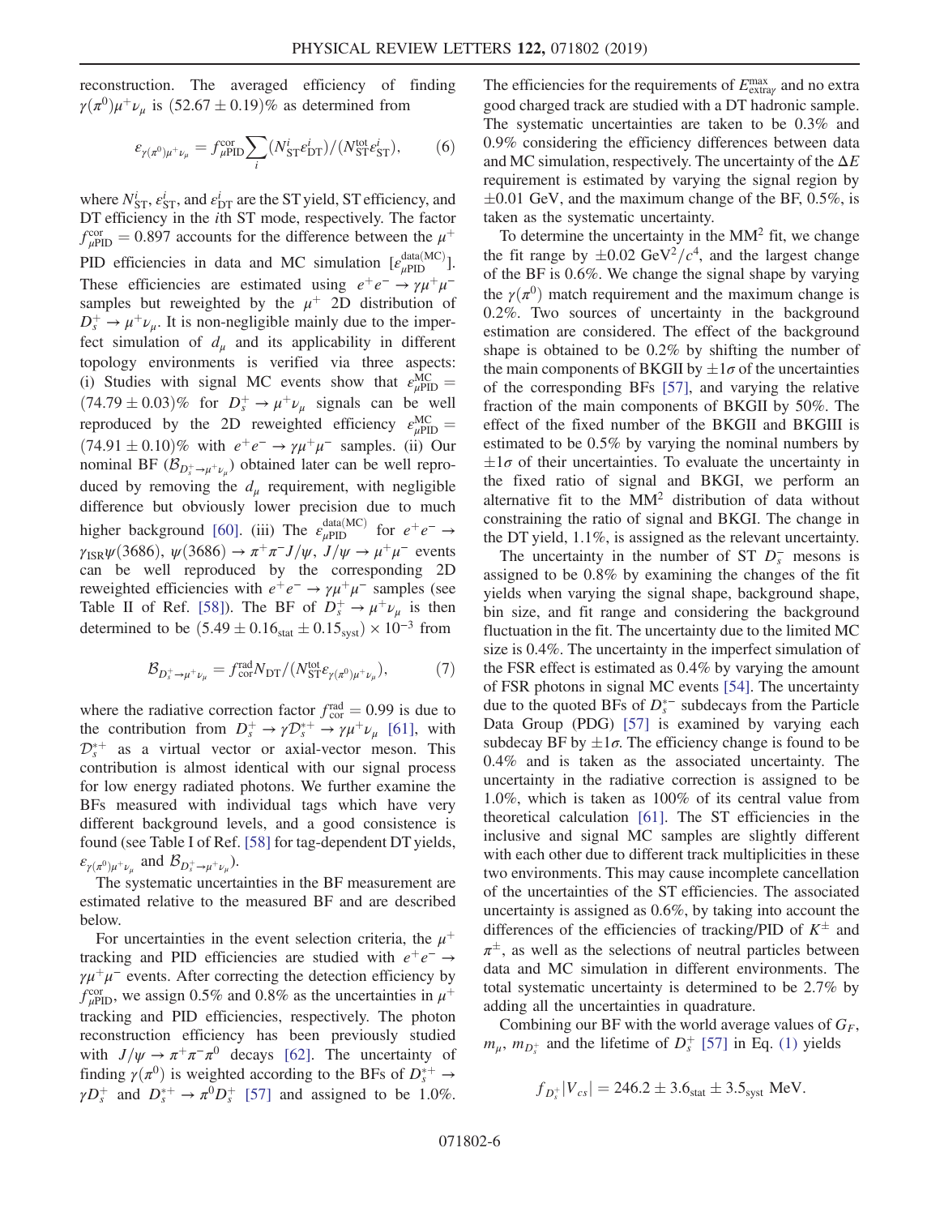reconstruction. The averaged efficiency of finding $\gamma(\pi^0)\mu^+\nu_\mu$ is $(52.67 \pm 0.19)\%$ as determined from

$$\varepsilon_{\gamma(\pi^0)\mu^+\nu_\mu} = f^{\rm cor}_{\mu \rm PID} \sum_i (N^i_{\rm ST}\varepsilon^i_{\rm DT})/(N^{\rm tot}_{\rm ST}\varepsilon^i_{\rm ST}), \tag{6}$$

where $N^i_{\rm ST}$, $\varepsilon^i_{\rm ST}$, and $\varepsilon^i_{\rm DT}$ are the ST yield, ST efficiency, and DT efficiency in the $i$th ST mode, respectively. The factor $f^{\rm cor}_{\mu \rm PID} = 0.897$ accounts for the difference between the $\mu^+$ PID efficiencies in data and MC simulation $[\varepsilon^{\rm data(MC)}_{\mu \rm PID}]$. These efficiencies are estimated using $e^+e^- \to \gamma\mu^+\mu^-$ samples but reweighted by the $\mu^+$ 2D distribution of $D_s^+ \to \mu^+\nu_\mu$. It is non-negligible mainly due to the imperfect simulation of $d_\mu$ and its applicability in different topology environments is verified via three aspects: (i) Studies with signal MC events show that $\varepsilon^{\rm MC}_{\mu \rm PID} = (74.79 \pm 0.03)\%$ for $D_s^+ \to \mu^+\nu_\mu$ signals can be well reproduced by the 2D reweighted efficiency $\varepsilon^{\rm MC}_{\mu \rm PID} = (74.91 \pm 0.10)\%$ with $e^+e^- \to \gamma\mu^+\mu^-$ samples. (ii) Our nominal BF ($\mathcal{B}_{D_s^+\to\mu^+\nu_\mu}$) obtained later can be well reproduced by removing the $d_\mu$ requirement, with negligible difference but obviously lower precision due to much higher background [60]. (iii) The $\varepsilon^{\rm data(MC)}_{\mu \rm PID}$ for $e^+e^- \to \gamma_{\rm ISR}\psi(3686)$, $\psi(3686) \to \pi^+\pi^- J/\psi$, $J/\psi \to \mu^+\mu^-$ events can be well reproduced by the corresponding 2D reweighted efficiencies with $e^+e^- \to \gamma\mu^+\mu^-$ samples (see Table II of Ref. [58]). The BF of $D_s^+ \to \mu^+\nu_\mu$ is then determined to be $(5.49 \pm 0.16_{\rm stat} \pm 0.15_{\rm syst}) \times 10^{-3}$ from

$$\mathcal{B}_{D_s^+\to\mu^+\nu_\mu} = f^{\rm rad}_{\rm cor} N_{\rm DT}/(N^{\rm tot}_{\rm ST}\varepsilon_{\gamma(\pi^0)\mu^+\nu_\mu}), \tag{7}$$

where the radiative correction factor $f^{\rm rad}_{\rm cor} = 0.99$ is due to the contribution from $D_s^+ \to \gamma\mathcal{D}_s^{*+} \to \gamma\mu^+\nu_\mu$ [61], with $\mathcal{D}_s^{*+}$ as a virtual vector or axial-vector meson. This contribution is almost identical with our signal process for low energy radiated photons. We further examine the BFs measured with individual tags which have very different background levels, and a good consistence is found (see Table I of Ref. [58] for tag-dependent DT yields, $\varepsilon_{\gamma(\pi^0)\mu^+\nu_\mu}$ and $\mathcal{B}_{D_s^+\to\mu^+\nu_\mu}$).

The systematic uncertainties in the BF measurement are estimated relative to the measured BF and are described below.

For uncertainties in the event selection criteria, the $\mu^+$ tracking and PID efficiencies are studied with $e^+e^- \to \gamma\mu^+\mu^-$ events. After correcting the detection efficiency by $f^{\rm cor}_{\mu \rm PID}$, we assign 0.5% and 0.8% as the uncertainties in $\mu^+$ tracking and PID efficiencies, respectively. The photon reconstruction efficiency has been previously studied with $J/\psi \to \pi^+\pi^-\pi^0$ decays [62]. The uncertainty of finding $\gamma(\pi^0)$ is weighted according to the BFs of $D_s^{*+} \to \gamma D_s^+$ and $D_s^{*+} \to \pi^0 D_s^+$ [57] and assigned to be 1.0%. The efficiencies for the requirements of $E^{\rm max}_{{\rm extra}\gamma}$ and no extra good charged track are studied with a DT hadronic sample. The systematic uncertainties are taken to be 0.3% and 0.9% considering the efficiency differences between data and MC simulation, respectively. The uncertainty of the $\Delta E$ requirement is estimated by varying the signal region by $\pm 0.01$ GeV, and the maximum change of the BF, 0.5%, is taken as the systematic uncertainty.

To determine the uncertainty in the MM$^2$ fit, we change the fit range by $\pm 0.02$ GeV$^2/c^4$, and the largest change of the BF is 0.6%. We change the signal shape by varying the $\gamma(\pi^0)$ match requirement and the maximum change is 0.2%. Two sources of uncertainty in the background estimation are considered. The effect of the background shape is obtained to be 0.2% by shifting the number of the main components of BKGII by $\pm 1\sigma$ of the uncertainties of the corresponding BFs [57], and varying the relative fraction of the main components of BKGII by 50%. The effect of the fixed number of the BKGII and BKGIII is estimated to be 0.5% by varying the nominal numbers by $\pm 1\sigma$ of their uncertainties. To evaluate the uncertainty in the fixed ratio of signal and BKGI, we perform an alternative fit to the MM$^2$ distribution of data without constraining the ratio of signal and BKGI. The change in the DT yield, 1.1%, is assigned as the relevant uncertainty.

The uncertainty in the number of ST $D_s^-$ mesons is assigned to be 0.8% by examining the changes of the fit yields when varying the signal shape, background shape, bin size, and fit range and considering the background fluctuation in the fit. The uncertainty due to the limited MC size is 0.4%. The uncertainty in the imperfect simulation of the FSR effect is estimated as 0.4% by varying the amount of FSR photons in signal MC events [54]. The uncertainty due to the quoted BFs of $D_s^{*-}$ subdecays from the Particle Data Group (PDG) [57] is examined by varying each subdecay BF by $\pm 1\sigma$. The efficiency change is found to be 0.4% and is taken as the associated uncertainty. The uncertainty in the radiative correction is assigned to be 1.0%, which is taken as 100% of its central value from theoretical calculation [61]. The ST efficiencies in the inclusive and signal MC samples are slightly different with each other due to different track multiplicities in these two environments. This may cause incomplete cancellation of the uncertainties of the ST efficiencies. The associated uncertainty is assigned as 0.6%, by taking into account the differences of the efficiencies of tracking/PID of $K^\pm$ and $\pi^\pm$, as well as the selections of neutral particles between data and MC simulation in different environments. The total systematic uncertainty is determined to be 2.7% by adding all the uncertainties in quadrature.

Combining our BF with the world average values of $G_F$, $m_\mu$, $m_{D_s^+}$ and the lifetime of $D_s^+$ [57] in Eq. (1) yields

$$f_{D_s^+}|V_{cs}| = 246.2 \pm 3.6_{\rm stat} \pm 3.5_{\rm syst}\ {\rm MeV}.$$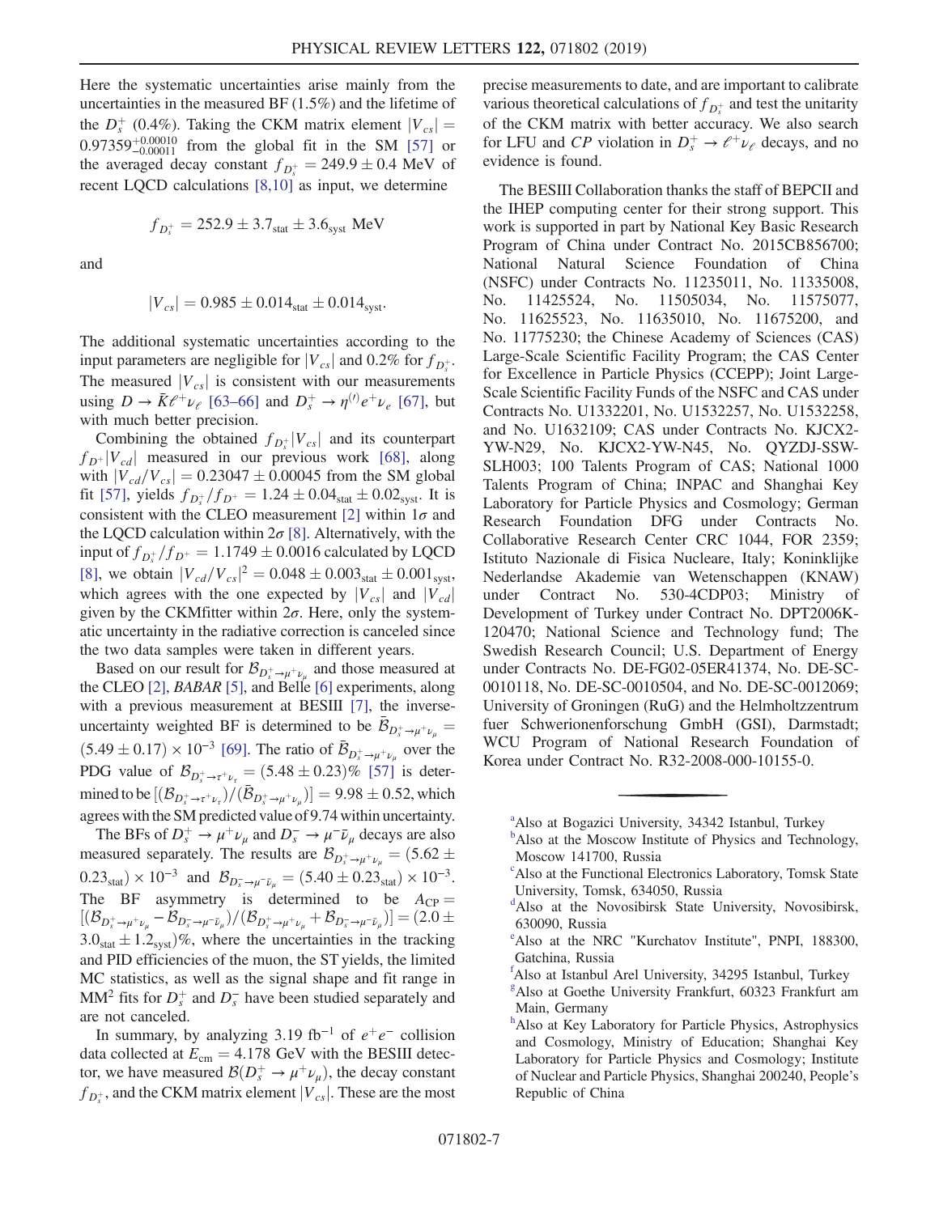Here the systematic uncertainties arise mainly from the uncertainties in the measured BF (1.5%) and the lifetime of the $D_s^+$ (0.4%). Taking the CKM matrix element $|V_{cs}| = 0.97359^{+0.00010}_{-0.00011}$ from the global fit in the SM [57] or the averaged decay constant $f_{D_s^+} = 249.9 \pm 0.4$ MeV of recent LQCD calculations [8,10] as input, we determine

$$f_{D_s^+} = 252.9 \pm 3.7_{\rm stat} \pm 3.6_{\rm syst}\ \text{MeV}$$

and

$$|V_{cs}| = 0.985 \pm 0.014_{\rm stat} \pm 0.014_{\rm syst}.$$

The additional systematic uncertainties according to the input parameters are negligible for $|V_{cs}|$ and 0.2% for $f_{D_s^+}$. The measured $|V_{cs}|$ is consistent with our measurements using $D \to \bar{K}\ell^+\nu_\ell$ [63–66] and $D_s^+ \to \eta^{(\prime)} e^+\nu_e$ [67], but with much better precision.

Combining the obtained $f_{D_s^+}|V_{cs}|$ and its counterpart $f_{D^+}|V_{cd}|$ measured in our previous work [68], along with $|V_{cd}/V_{cs}| = 0.23047 \pm 0.00045$ from the SM global fit [57], yields $f_{D_s^+}/f_{D^+} = 1.24 \pm 0.04_{\rm stat} \pm 0.02_{\rm syst}$. It is consistent with the CLEO measurement [2] within $1\sigma$ and the LQCD calculation within $2\sigma$ [8]. Alternatively, with the input of $f_{D_s^+}/f_{D^+} = 1.1749 \pm 0.0016$ calculated by LQCD [8], we obtain $|V_{cd}/V_{cs}|^2 = 0.048 \pm 0.003_{\rm stat} \pm 0.001_{\rm syst}$, which agrees with the one expected by $|V_{cs}|$ and $|V_{cd}|$ given by the CKMfitter within $2\sigma$. Here, only the systematic uncertainty in the radiative correction is canceled since the two data samples were taken in different years.

Based on our result for $\mathcal{B}_{D_s^+\to\mu^+\nu_\mu}$ and those measured at the CLEO [2], *BABAR* [5], and Belle [6] experiments, along with a previous measurement at BESIII [7], the inverse-uncertainty weighted BF is determined to be $\bar{\mathcal{B}}_{D_s^+\to\mu^+\nu_\mu} = (5.49 \pm 0.17) \times 10^{-3}$ [69]. The ratio of $\bar{\mathcal{B}}_{D_s^+\to\mu^+\nu_\mu}$ over the PDG value of $\mathcal{B}_{D_s^+\to\tau^+\nu_\tau} = (5.48 \pm 0.23)\%$ [57] is determined to be $[(\mathcal{B}_{D_s^+\to\tau^+\nu_\tau})/(\bar{\mathcal{B}}_{D_s^+\to\mu^+\nu_\mu})] = 9.98 \pm 0.52$, which agrees with the SM predicted value of 9.74 within uncertainty.

The BFs of $D_s^+ \to \mu^+\nu_\mu$ and $D_s^- \to \mu^-\bar{\nu}_\mu$ decays are also measured separately. The results are $\mathcal{B}_{D_s^+\to\mu^+\nu_\mu} = (5.62 \pm 0.23_{\rm stat}) \times 10^{-3}$ and $\mathcal{B}_{D_s^-\to\mu^-\bar{\nu}_\mu} = (5.40 \pm 0.23_{\rm stat}) \times 10^{-3}$. The BF asymmetry is determined to be $A_{\rm CP} = [(\mathcal{B}_{D_s^+\to\mu^+\nu_\mu} - \mathcal{B}_{D_s^-\to\mu^-\bar{\nu}_\mu})/(\mathcal{B}_{D_s^+\to\mu^+\nu_\mu} + \mathcal{B}_{D_s^-\to\mu^-\bar{\nu}_\mu})] = (2.0 \pm 3.0_{\rm stat} \pm 1.2_{\rm syst})\%$, where the uncertainties in the tracking and PID efficiencies of the muon, the ST yields, the limited MC statistics, as well as the signal shape and fit range in $\mathrm{MM}^2$ fits for $D_s^+$ and $D_s^-$ have been studied separately and are not canceled.

In summary, by analyzing 3.19 $\mathrm{fb}^{-1}$ of $e^+e^-$ collision data collected at $E_{\rm cm} = 4.178$ GeV with the BESIII detector, we have measured $\mathcal{B}(D_s^+ \to \mu^+\nu_\mu)$, the decay constant $f_{D_s^+}$, and the CKM matrix element $|V_{cs}|$. These are the most precise measurements to date, and are important to calibrate various theoretical calculations of $f_{D_s^+}$ and test the unitarity of the CKM matrix with better accuracy. We also search for LFU and $CP$ violation in $D_s^+ \to \ell^+\nu_\ell$ decays, and no evidence is found.

The BESIII Collaboration thanks the staff of BEPCII and the IHEP computing center for their strong support. This work is supported in part by National Key Basic Research Program of China under Contract No. 2015CB856700; National Natural Science Foundation of China (NSFC) under Contracts No. 11235011, No. 11335008, No. 11425524, No. 11505034, No. 11575077, No. 11625523, No. 11635010, No. 11675200, and No. 11775230; the Chinese Academy of Sciences (CAS) Large-Scale Scientific Facility Program; the CAS Center for Excellence in Particle Physics (CCEPP); Joint Large-Scale Scientific Facility Funds of the NSFC and CAS under Contracts No. U1332201, No. U1532257, No. U1532258, and No. U1632109; CAS under Contracts No. KJCX2-YW-N29, No. KJCX2-YW-N45, No. QYZDJ-SSW-SLH003; 100 Talents Program of CAS; National 1000 Talents Program of China; INPAC and Shanghai Key Laboratory for Particle Physics and Cosmology; German Research Foundation DFG under Contracts No. Collaborative Research Center CRC 1044, FOR 2359; Istituto Nazionale di Fisica Nucleare, Italy; Koninklijke Nederlandse Akademie van Wetenschappen (KNAW) under Contract No. 530-4CDP03; Ministry of Development of Turkey under Contract No. DPT2006K-120470; National Science and Technology fund; The Swedish Research Council; U.S. Department of Energy under Contracts No. DE-FG02-05ER41374, No. DE-SC-0010118, No. DE-SC-0010504, and No. DE-SC-0012069; University of Groningen (RuG) and the Helmholtzzentrum fuer Schwerionenforschung GmbH (GSI), Darmstadt; WCU Program of National Research Foundation of Korea under Contract No. R32-2008-000-10155-0.

---

[a] Also at Bogazici University, 34342 Istanbul, Turkey

[b] Also at the Moscow Institute of Physics and Technology, Moscow 141700, Russia

[c] Also at the Functional Electronics Laboratory, Tomsk State University, Tomsk, 634050, Russia

[d] Also at the Novosibirsk State University, Novosibirsk, 630090, Russia

[e] Also at the NRC "Kurchatov Institute", PNPI, 188300, Gatchina, Russia

[f] Also at Istanbul Arel University, 34295 Istanbul, Turkey

[g] Also at Goethe University Frankfurt, 60323 Frankfurt am Main, Germany

[h] Also at Key Laboratory for Particle Physics, Astrophysics and Cosmology, Ministry of Education; Shanghai Key Laboratory for Particle Physics and Cosmology; Institute of Nuclear and Particle Physics, Shanghai 200240, People's Republic of China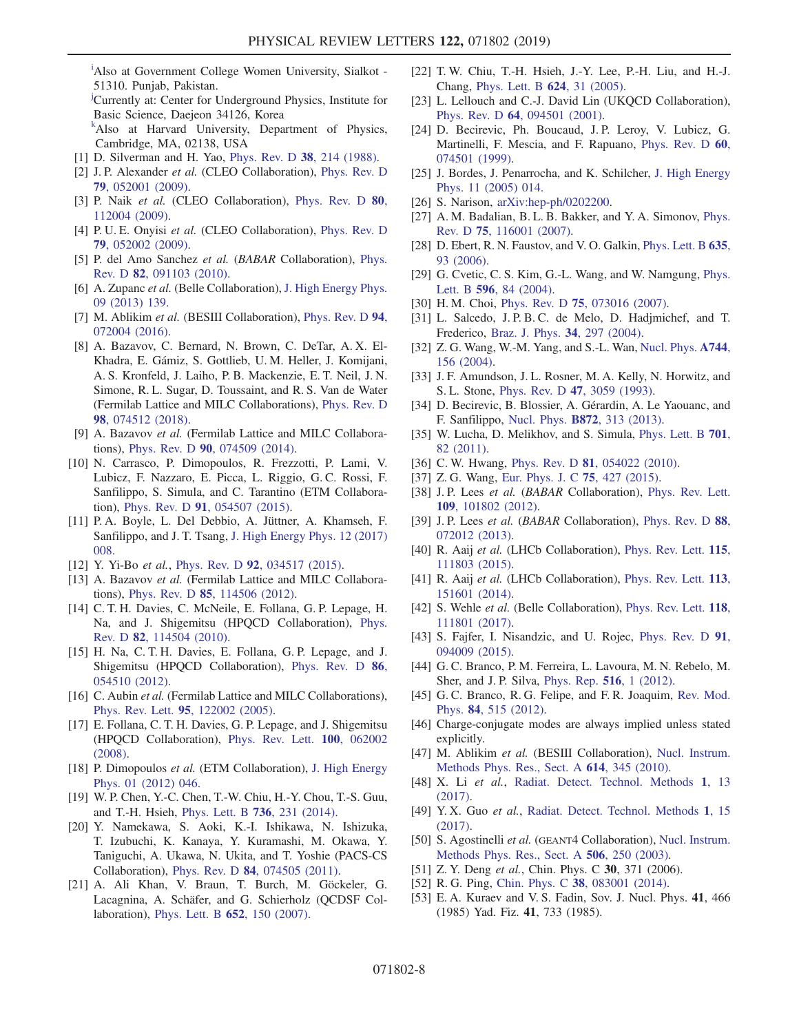[i]Also at Government College Women University, Sialkot - 51310. Punjab, Pakistan.

[j]Currently at: Center for Underground Physics, Institute for Basic Science, Daejeon 34126, Korea

[k]Also at Harvard University, Department of Physics, Cambridge, MA, 02138, USA

[1] D. Silverman and H. Yao, Phys. Rev. D **38**, 214 (1988).

[2] J. P. Alexander *et al.* (CLEO Collaboration), Phys. Rev. D **79**, 052001 (2009).

[3] P. Naik *et al.* (CLEO Collaboration), Phys. Rev. D **80**, 112004 (2009).

[4] P. U. E. Onyisi *et al.* (CLEO Collaboration), Phys. Rev. D **79**, 052002 (2009).

[5] P. del Amo Sanchez *et al.* (*BABAR* Collaboration), Phys. Rev. D **82**, 091103 (2010).

[6] A. Zupanc *et al.* (Belle Collaboration), J. High Energy Phys. 09 (2013) 139.

[7] M. Ablikim *et al.* (BESIII Collaboration), Phys. Rev. D **94**, 072004 (2016).

[8] A. Bazavov, C. Bernard, N. Brown, C. DeTar, A. X. El-Khadra, E. Gámiz, S. Gottlieb, U. M. Heller, J. Komijani, A. S. Kronfeld, J. Laiho, P. B. Mackenzie, E. T. Neil, J. N. Simone, R. L. Sugar, D. Toussaint, and R. S. Van de Water (Fermilab Lattice and MILC Collaborations), Phys. Rev. D **98**, 074512 (2018).

[9] A. Bazavov *et al.* (Fermilab Lattice and MILC Collaborations), Phys. Rev. D **90**, 074509 (2014).

[10] N. Carrasco, P. Dimopoulos, R. Frezzotti, P. Lami, V. Lubicz, F. Nazzaro, E. Picca, L. Riggio, G. C. Rossi, F. Sanfilippo, S. Simula, and C. Tarantino (ETM Collaboration), Phys. Rev. D **91**, 054507 (2015).

[11] P. A. Boyle, L. Del Debbio, A. Jüttner, A. Khamseh, F. Sanfilippo, and J. T. Tsang, J. High Energy Phys. 12 (2017) 008.

[12] Y. Yi-Bo *et al.*, Phys. Rev. D **92**, 034517 (2015).

[13] A. Bazavov *et al.* (Fermilab Lattice and MILC Collaborations), Phys. Rev. D **85**, 114506 (2012).

[14] C. T. H. Davies, C. McNeile, E. Follana, G. P. Lepage, H. Na, and J. Shigemitsu (HPQCD Collaboration), Phys. Rev. D **82**, 114504 (2010).

[15] H. Na, C. T. H. Davies, E. Follana, G. P. Lepage, and J. Shigemitsu (HPQCD Collaboration), Phys. Rev. D **86**, 054510 (2012).

[16] C. Aubin *et al.* (Fermilab Lattice and MILC Collaborations), Phys. Rev. Lett. **95**, 122002 (2005).

[17] E. Follana, C. T. H. Davies, G. P. Lepage, and J. Shigemitsu (HPQCD Collaboration), Phys. Rev. Lett. **100**, 062002 (2008).

[18] P. Dimopoulos *et al.* (ETM Collaboration), J. High Energy Phys. 01 (2012) 046.

[19] W. P. Chen, Y.-C. Chen, T.-W. Chiu, H.-Y. Chou, T.-S. Guu, and T.-H. Hsieh, Phys. Lett. B **736**, 231 (2014).

[20] Y. Namekawa, S. Aoki, K.-I. Ishikawa, N. Ishizuka, T. Izubuchi, K. Kanaya, Y. Kuramashi, M. Okawa, Y. Taniguchi, A. Ukawa, N. Ukita, and T. Yoshie (PACS-CS Collaboration), Phys. Rev. D **84**, 074505 (2011).

[21] A. Ali Khan, V. Braun, T. Burch, M. Göckeler, G. Lacagnina, A. Schäfer, and G. Schierholz (QCDSF Collaboration), Phys. Lett. B **652**, 150 (2007).

[22] T. W. Chiu, T.-H. Hsieh, J.-Y. Lee, P.-H. Liu, and H.-J. Chang, Phys. Lett. B **624**, 31 (2005).

[23] L. Lellouch and C.-J. David Lin (UKQCD Collaboration), Phys. Rev. D **64**, 094501 (2001).

[24] D. Becirevic, Ph. Boucaud, J. P. Leroy, V. Lubicz, G. Martinelli, F. Mescia, and F. Rapuano, Phys. Rev. D **60**, 074501 (1999).

[25] J. Bordes, J. Penarrocha, and K. Schilcher, J. High Energy Phys. 11 (2005) 014.

[26] S. Narison, arXiv:hep-ph/0202200.

[27] A. M. Badalian, B. L. B. Bakker, and Y. A. Simonov, Phys. Rev. D **75**, 116001 (2007).

[28] D. Ebert, R. N. Faustov, and V. O. Galkin, Phys. Lett. B **635**, 93 (2006).

[29] G. Cvetic, C. S. Kim, G.-L. Wang, and W. Namgung, Phys. Lett. B **596**, 84 (2004).

[30] H. M. Choi, Phys. Rev. D **75**, 073016 (2007).

[31] L. Salcedo, J. P. B. C. de Melo, D. Hadjmichef, and T. Frederico, Braz. J. Phys. **34**, 297 (2004).

[32] Z. G. Wang, W.-M. Yang, and S.-L. Wan, Nucl. Phys. **A744**, 156 (2004).

[33] J. F. Amundson, J. L. Rosner, M. A. Kelly, N. Horwitz, and S. L. Stone, Phys. Rev. D **47**, 3059 (1993).

[34] D. Becirevic, B. Blossier, A. Gérardin, A. Le Yaouanc, and F. Sanfilippo, Nucl. Phys. **B872**, 313 (2013).

[35] W. Lucha, D. Melikhov, and S. Simula, Phys. Lett. B **701**, 82 (2011).

[36] C. W. Hwang, Phys. Rev. D **81**, 054022 (2010).

[37] Z. G. Wang, Eur. Phys. J. C **75**, 427 (2015).

[38] J. P. Lees *et al.* (*BABAR* Collaboration), Phys. Rev. Lett. **109**, 101802 (2012).

[39] J. P. Lees *et al.* (*BABAR* Collaboration), Phys. Rev. D **88**, 072012 (2013).

[40] R. Aaij *et al.* (LHCb Collaboration), Phys. Rev. Lett. **115**, 111803 (2015).

[41] R. Aaij *et al.* (LHCb Collaboration), Phys. Rev. Lett. **113**, 151601 (2014).

[42] S. Wehle *et al.* (Belle Collaboration), Phys. Rev. Lett. **118**, 111801 (2017).

[43] S. Fajfer, I. Nisandzic, and U. Rojec, Phys. Rev. D **91**, 094009 (2015).

[44] G. C. Branco, P. M. Ferreira, L. Lavoura, M. N. Rebelo, M. Sher, and J. P. Silva, Phys. Rep. **516**, 1 (2012).

[45] G. C. Branco, R. G. Felipe, and F. R. Joaquim, Rev. Mod. Phys. **84**, 515 (2012).

[46] Charge-conjugate modes are always implied unless stated explicitly.

[47] M. Ablikim *et al.* (BESIII Collaboration), Nucl. Instrum. Methods Phys. Res., Sect. A **614**, 345 (2010).

[48] X. Li *et al.*, Radiat. Detect. Technol. Methods **1**, 13 (2017).

[49] Y. X. Guo *et al.*, Radiat. Detect. Technol. Methods **1**, 15 (2017).

[50] S. Agostinelli *et al.* (GEANT4 Collaboration), Nucl. Instrum. Methods Phys. Res., Sect. A **506**, 250 (2003).

[51] Z. Y. Deng *et al.*, Chin. Phys. C **30**, 371 (2006).

[52] R. G. Ping, Chin. Phys. C **38**, 083001 (2014).

[53] E. A. Kuraev and V. S. Fadin, Sov. J. Nucl. Phys. **41**, 466 (1985) Yad. Fiz. **41**, 733 (1985).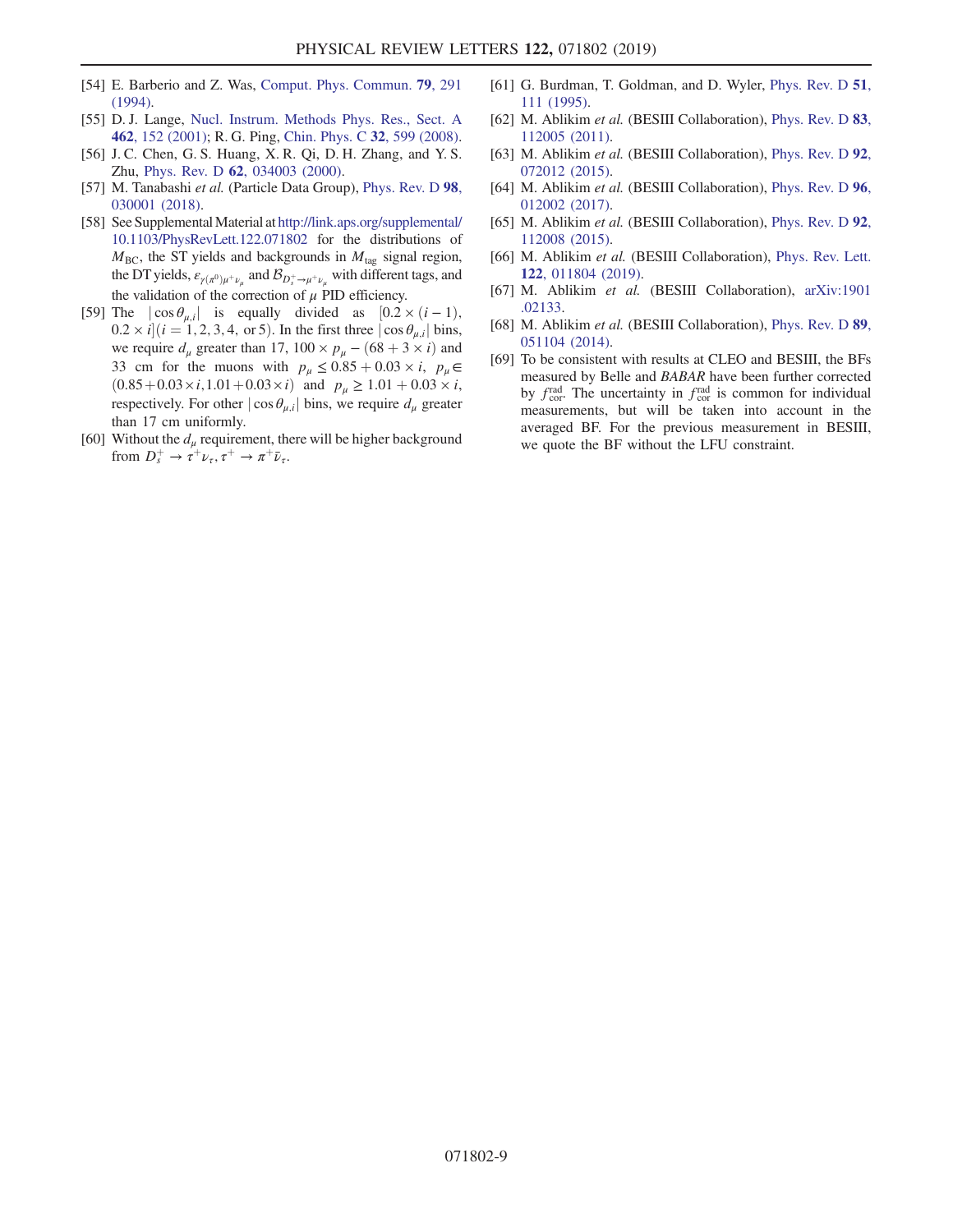[54] E. Barberio and Z. Was, Comput. Phys. Commun. **79**, 291 (1994).

[55] D. J. Lange, Nucl. Instrum. Methods Phys. Res., Sect. A **462**, 152 (2001); R. G. Ping, Chin. Phys. C **32**, 599 (2008).

[56] J. C. Chen, G. S. Huang, X. R. Qi, D. H. Zhang, and Y. S. Zhu, Phys. Rev. D **62**, 034003 (2000).

[57] M. Tanabashi *et al.* (Particle Data Group), Phys. Rev. D **98**, 030001 (2018).

[58] See Supplemental Material at http://link.aps.org/supplemental/10.1103/PhysRevLett.122.071802 for the distributions of $M_{\rm BC}$, the ST yields and backgrounds in $M_{\rm tag}$ signal region, the DT yields, $\varepsilon_{\gamma(\pi^0)\mu^+\nu_\mu}$ and $\mathcal{B}_{D_s^+\to\mu^+\nu_\mu}$ with different tags, and the validation of the correction of $\mu$ PID efficiency.

[59] The $|\cos\theta_{\mu,i}|$ is equally divided as $[0.2\times(i-1),\, 0.2\times i]$ $(i = 1, 2, 3, 4,$ or $5)$. In the first three $|\cos\theta_{\mu,i}|$ bins, we require $d_\mu$ greater than 17, $100\times p_\mu-(68+3\times i)$ and 33 cm for the muons with $p_\mu \le 0.85+0.03\times i$, $p_\mu\in(0.85+0.03\times i, 1.01+0.03\times i)$ and $p_\mu \ge 1.01+0.03\times i$, respectively. For other $|\cos\theta_{\mu,i}|$ bins, we require $d_\mu$ greater than 17 cm uniformly.

[60] Without the $d_\mu$ requirement, there will be higher background from $D_s^+\to\tau^+\nu_\tau, \tau^+\to\pi^+\bar{\nu}_\tau$.

[61] G. Burdman, T. Goldman, and D. Wyler, Phys. Rev. D **51**, 111 (1995).

[62] M. Ablikim *et al.* (BESIII Collaboration), Phys. Rev. D **83**, 112005 (2011).

[63] M. Ablikim *et al.* (BESIII Collaboration), Phys. Rev. D **92**, 072012 (2015).

[64] M. Ablikim *et al.* (BESIII Collaboration), Phys. Rev. D **96**, 012002 (2017).

[65] M. Ablikim *et al.* (BESIII Collaboration), Phys. Rev. D **92**, 112008 (2015).

[66] M. Ablikim *et al.* (BESIII Collaboration), Phys. Rev. Lett. **122**, 011804 (2019).

[67] M. Ablikim *et al.* (BESIII Collaboration), arXiv:1901.02133.

[68] M. Ablikim *et al.* (BESIII Collaboration), Phys. Rev. D **89**, 051104 (2014).

[69] To be consistent with results at CLEO and BESIII, the BFs measured by Belle and *BABAR* have been further corrected by $f^{\rm rad}_{\rm cor}$. The uncertainty in $f^{\rm rad}_{\rm cor}$ is common for individual measurements, but will be taken into account in the averaged BF. For the previous measurement in BESIII, we quote the BF without the LFU constraint.